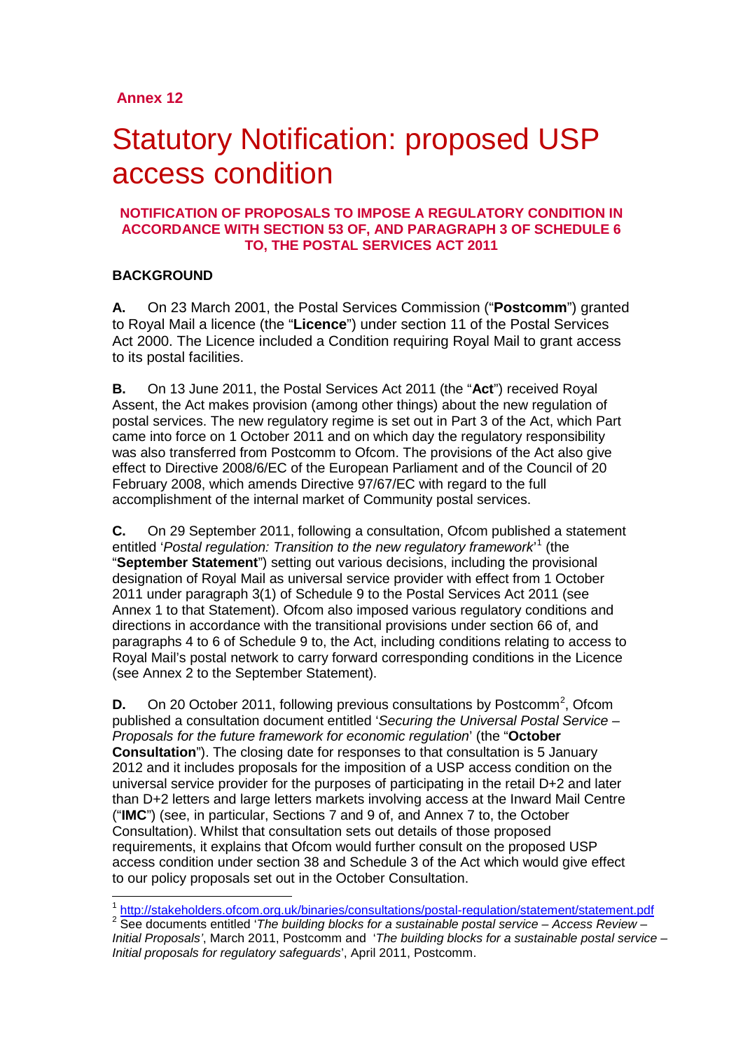**Annex 12**

# Statutory Notification: proposed USP access condition

**NOTIFICATION OF PROPOSALS TO IMPOSE A REGULATORY CONDITION IN ACCORDANCE WITH SECTION 53 OF, AND PARAGRAPH 3 OF SCHEDULE 6 TO, THE POSTAL SERVICES ACT 2011**

## BACKGROUND

**A.** On 23 March 2001, the Postal Services Commission ("**Postcomm**") granted to Royal Mail a licence (the "**Licence**") under section 11 of the Postal Services Act 2000. The Licence included a Condition requiring Royal Mail to grant access to its postal facilities.

**B.** On 13 June 2011, the Postal Services Act 2011 (the "**Act**") received Royal Assent, the Act makes provision (among other things) about the new regulation of postal services. The new regulatory regime is set out in Part 3 of the Act, which Part came into force on 1 October 2011 and on which day the regulatory responsibility was also transferred from Postcomm to Ofcom. The provisions of the Act also give effect to Directive 2008/6/EC of the European Parliament and of the Council of 20 February 2008, which amends Directive 97/67/EC with regard to the full accomplishment of the internal market of Community postal services.

**C.** On 29 September 2011, following a consultation, Ofcom published a statement entitled '*Postal regulation: Transition to the new regulatory framework*'[1] (the "**September Statement**") setting out various decisions, including the provisional designation of Royal Mail as universal service provider with effect from 1 October 2011 under paragraph 3(1) of Schedule 9 to the Postal Services Act 2011 (see Annex 1 to that Statement). Ofcom also imposed various regulatory conditions and directions in accordance with the transitional provisions under section 66 of, and paragraphs 4 to 6 of Schedule 9 to, the Act, including conditions relating to access to Royal Mail's postal network to carry forward corresponding conditions in the Licence (see Annex 2 to the September Statement).

**D.** On 20 October 2011, following previous consultations by Postcomm[2], Ofcom published a consultation document entitled '*Securing the Universal Postal Service – Proposals for the future framework for economic regulation*' (the "**October Consultation**"). The closing date for responses to that consultation is 5 January 2012 and it includes proposals for the imposition of a USP access condition on the universal service provider for the purposes of participating in the retail D+2 and later than D+2 letters and large letters markets involving access at the Inward Mail Centre ("**IMC**") (see, in particular, Sections 7 and 9 of, and Annex 7 to, the October Consultation). Whilst that consultation sets out details of those proposed requirements, it explains that Ofcom would further consult on the proposed USP access condition under section 38 and Schedule 3 of the Act which would give effect to our policy proposals set out in the October Consultation.

[1] http://stakeholders.ofcom.org.uk/binaries/consultations/postal-regulation/statement/statement.pdf

[2] See documents entitled '*The building blocks for a sustainable postal service – Access Review – Initial Proposals'*, March 2011, Postcomm and '*The building blocks for a sustainable postal service – Initial proposals for regulatory safeguards*', April 2011, Postcomm.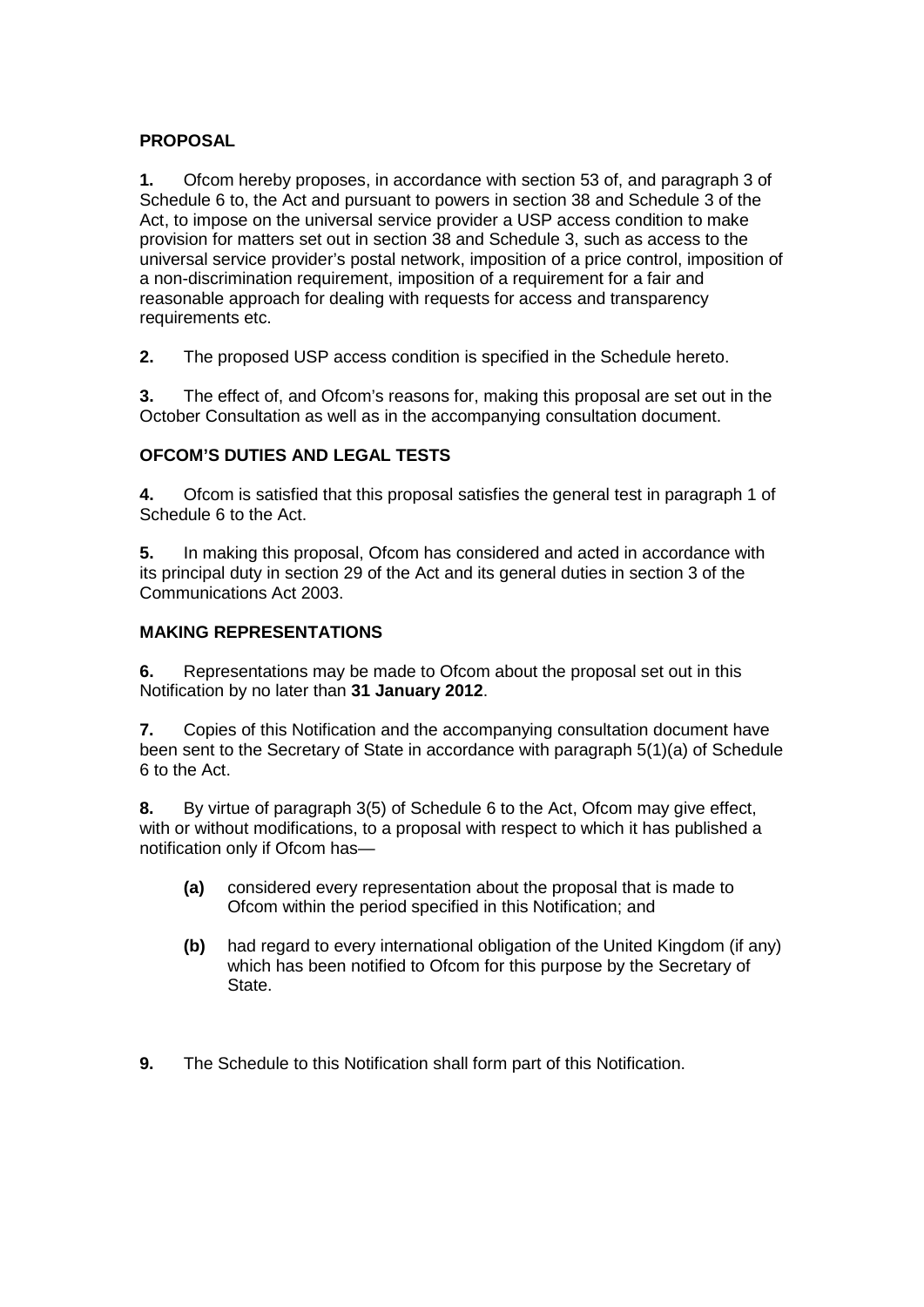**PROPOSAL**

**1.** Ofcom hereby proposes, in accordance with section 53 of, and paragraph 3 of Schedule 6 to, the Act and pursuant to powers in section 38 and Schedule 3 of the Act, to impose on the universal service provider a USP access condition to make provision for matters set out in section 38 and Schedule 3, such as access to the universal service provider's postal network, imposition of a price control, imposition of a non-discrimination requirement, imposition of a requirement for a fair and reasonable approach for dealing with requests for access and transparency requirements etc.

**2.** The proposed USP access condition is specified in the Schedule hereto.

**3.** The effect of, and Ofcom's reasons for, making this proposal are set out in the October Consultation as well as in the accompanying consultation document.

**OFCOM'S DUTIES AND LEGAL TESTS**

**4.** Ofcom is satisfied that this proposal satisfies the general test in paragraph 1 of Schedule 6 to the Act.

**5.** In making this proposal, Ofcom has considered and acted in accordance with its principal duty in section 29 of the Act and its general duties in section 3 of the Communications Act 2003.

**MAKING REPRESENTATIONS**

**6.** Representations may be made to Ofcom about the proposal set out in this Notification by no later than **31 January 2012**.

**7.** Copies of this Notification and the accompanying consultation document have been sent to the Secretary of State in accordance with paragraph 5(1)(a) of Schedule 6 to the Act.

**8.** By virtue of paragraph 3(5) of Schedule 6 to the Act, Ofcom may give effect, with or without modifications, to a proposal with respect to which it has published a notification only if Ofcom has—

- **(a)** considered every representation about the proposal that is made to Ofcom within the period specified in this Notification; and

- **(b)** had regard to every international obligation of the United Kingdom (if any) which has been notified to Ofcom for this purpose by the Secretary of State.

**9.** The Schedule to this Notification shall form part of this Notification.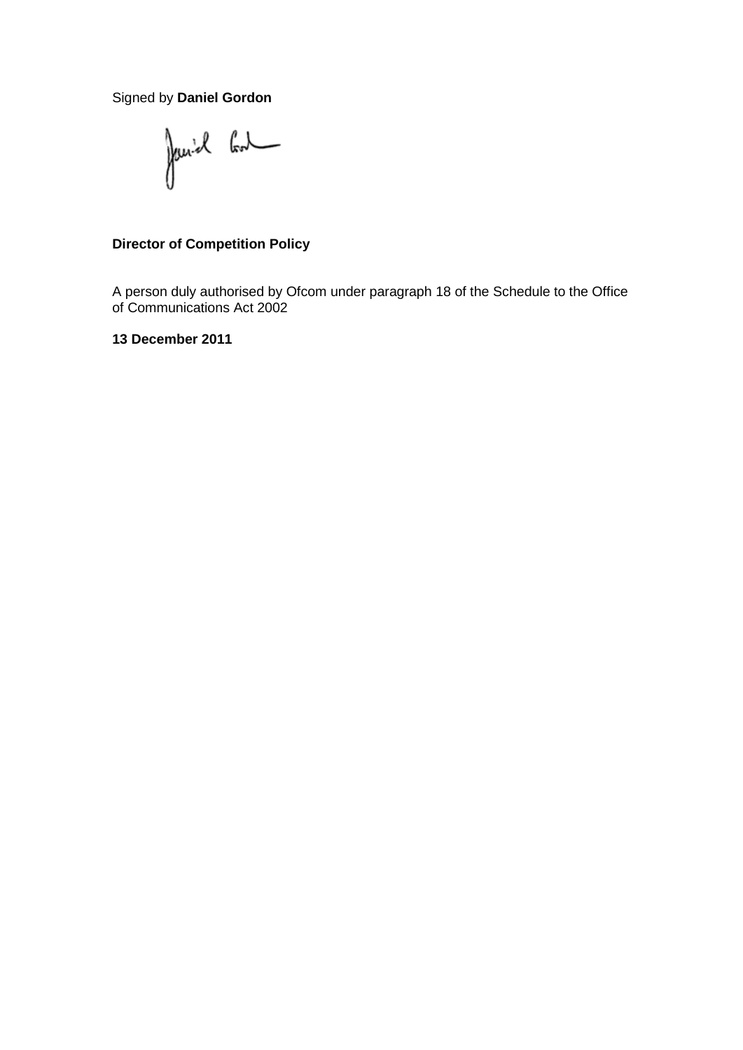Signed by **Daniel Gordon**

**Director of Competition Policy**

A person duly authorised by Ofcom under paragraph 18 of the Schedule to the Office of Communications Act 2002

**13 December 2011**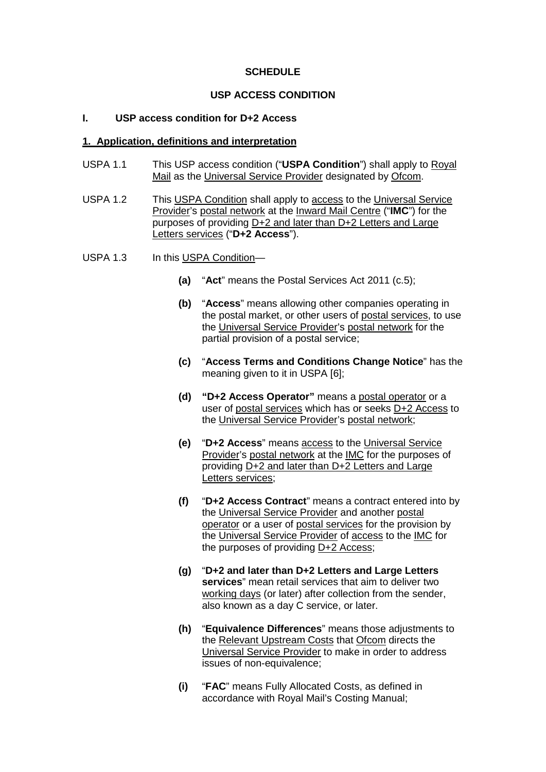**SCHEDULE**

**USP ACCESS CONDITION**

## I. USP access condition for D+2 Access

### 1. Application, definitions and interpretation

USPA 1.1 This USP access condition ("**USPA Condition**") shall apply to Royal Mail as the Universal Service Provider designated by Ofcom.

USPA 1.2 This USPA Condition shall apply to access to the Universal Service Provider's postal network at the Inward Mail Centre ("**IMC**") for the purposes of providing D+2 and later than D+2 Letters and Large Letters services ("**D+2 Access**").

USPA 1.3 In this USPA Condition—

- **(a)** "**Act**" means the Postal Services Act 2011 (c.5);
- **(b)** "**Access**" means allowing other companies operating in the postal market, or other users of postal services, to use the Universal Service Provider's postal network for the partial provision of a postal service;
- **(c)** "**Access Terms and Conditions Change Notice**" has the meaning given to it in USPA [6];
- **(d)** **"D+2 Access Operator"** means a postal operator or a user of postal services which has or seeks D+2 Access to the Universal Service Provider's postal network;
- **(e)** "**D+2 Access**" means access to the Universal Service Provider's postal network at the IMC for the purposes of providing D+2 and later than D+2 Letters and Large Letters services;
- **(f)** "**D+2 Access Contract**" means a contract entered into by the Universal Service Provider and another postal operator or a user of postal services for the provision by the Universal Service Provider of access to the IMC for the purposes of providing D+2 Access;
- **(g)** "**D+2 and later than D+2 Letters and Large Letters services**" mean retail services that aim to deliver two working days (or later) after collection from the sender, also known as a day C service, or later.
- **(h)** "**Equivalence Differences**" means those adjustments to the Relevant Upstream Costs that Ofcom directs the Universal Service Provider to make in order to address issues of non-equivalence;
- **(i)** "**FAC**" means Fully Allocated Costs, as defined in accordance with Royal Mail's Costing Manual;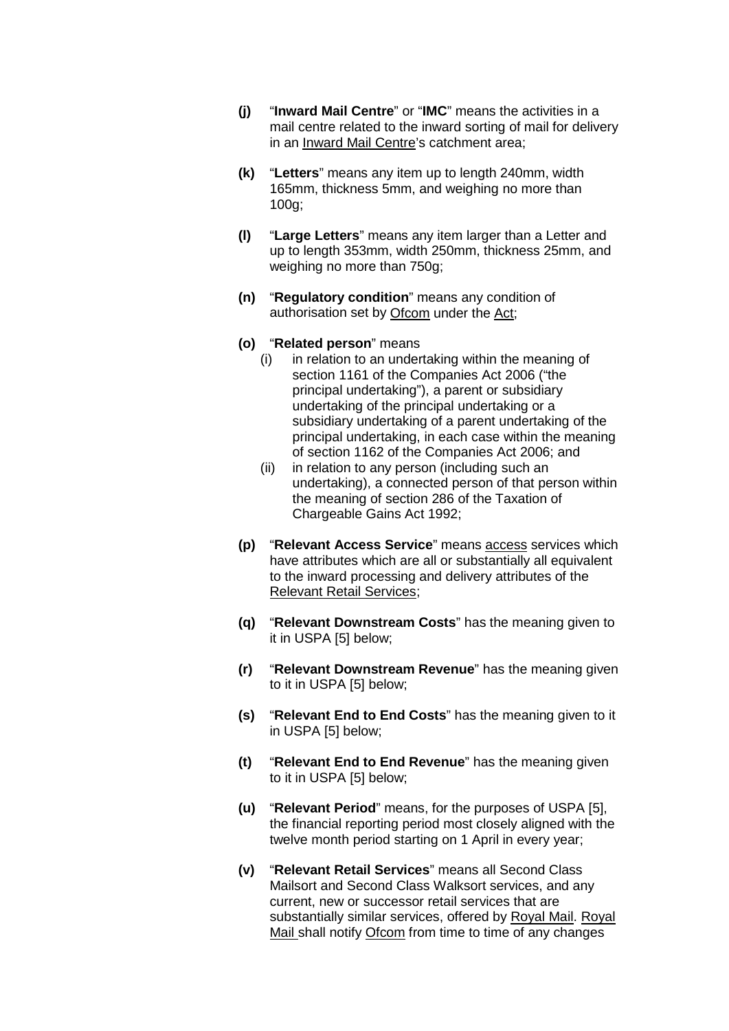**(j)** "**Inward Mail Centre**" or "**IMC**" means the activities in a mail centre related to the inward sorting of mail for delivery in an Inward Mail Centre's catchment area;

**(k)** "**Letters**" means any item up to length 240mm, width 165mm, thickness 5mm, and weighing no more than 100g;

**(l)** "**Large Letters**" means any item larger than a Letter and up to length 353mm, width 250mm, thickness 25mm, and weighing no more than 750g;

**(n)** "**Regulatory condition**" means any condition of authorisation set by Ofcom under the Act;

**(o)** "**Related person**" means

- (i) in relation to an undertaking within the meaning of section 1161 of the Companies Act 2006 ("the principal undertaking"), a parent or subsidiary undertaking of the principal undertaking or a subsidiary undertaking of a parent undertaking of the principal undertaking, in each case within the meaning of section 1162 of the Companies Act 2006; and
- (ii) in relation to any person (including such an undertaking), a connected person of that person within the meaning of section 286 of the Taxation of Chargeable Gains Act 1992;

**(p)** "**Relevant Access Service**" means access services which have attributes which are all or substantially all equivalent to the inward processing and delivery attributes of the Relevant Retail Services;

**(q)** "**Relevant Downstream Costs**" has the meaning given to it in USPA [5] below;

**(r)** "**Relevant Downstream Revenue**" has the meaning given to it in USPA [5] below;

**(s)** "**Relevant End to End Costs**" has the meaning given to it in USPA [5] below;

**(t)** "**Relevant End to End Revenue**" has the meaning given to it in USPA [5] below;

**(u)** "**Relevant Period**" means, for the purposes of USPA [5], the financial reporting period most closely aligned with the twelve month period starting on 1 April in every year;

**(v)** "**Relevant Retail Services**" means all Second Class Mailsort and Second Class Walksort services, and any current, new or successor retail services that are substantially similar services, offered by Royal Mail. Royal Mail shall notify Ofcom from time to time of any changes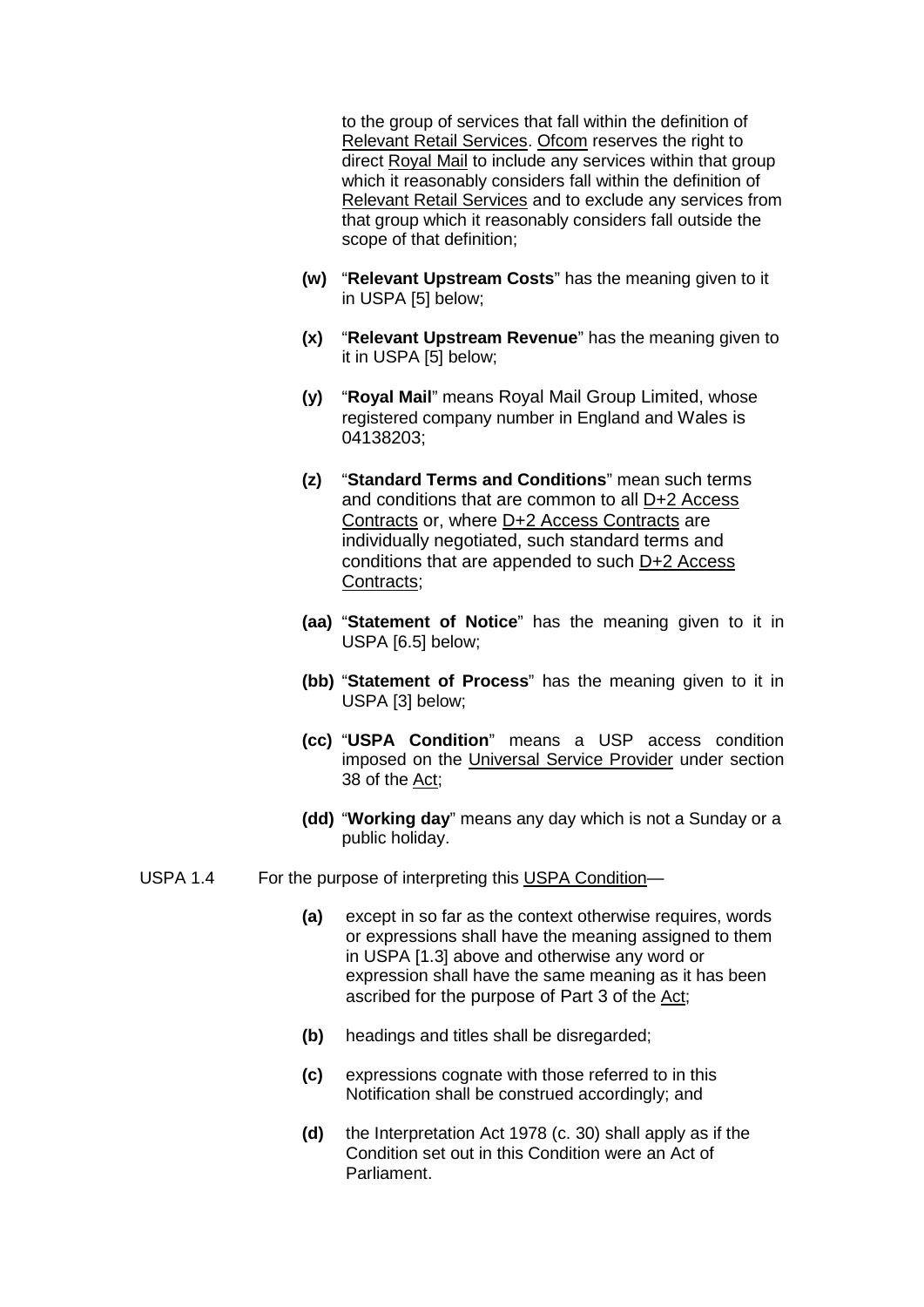to the group of services that fall within the definition of Relevant Retail Services. Ofcom reserves the right to direct Royal Mail to include any services within that group which it reasonably considers fall within the definition of Relevant Retail Services and to exclude any services from that group which it reasonably considers fall outside the scope of that definition;

**(w)** "**Relevant Upstream Costs**" has the meaning given to it in USPA [5] below;

**(x)** "**Relevant Upstream Revenue**" has the meaning given to it in USPA [5] below;

**(y)** "**Royal Mail**" means Royal Mail Group Limited, whose registered company number in England and Wales is 04138203;

**(z)** "**Standard Terms and Conditions**" mean such terms and conditions that are common to all D+2 Access Contracts or, where D+2 Access Contracts are individually negotiated, such standard terms and conditions that are appended to such D+2 Access Contracts;

**(aa)** "**Statement of Notice**" has the meaning given to it in USPA [6.5] below;

**(bb)** "**Statement of Process**" has the meaning given to it in USPA [3] below;

**(cc)** "**USPA Condition**" means a USP access condition imposed on the Universal Service Provider under section 38 of the Act;

**(dd)** "**Working day**" means any day which is not a Sunday or a public holiday.

USPA 1.4 For the purpose of interpreting this USPA Condition—

**(a)** except in so far as the context otherwise requires, words or expressions shall have the meaning assigned to them in USPA [1.3] above and otherwise any word or expression shall have the same meaning as it has been ascribed for the purpose of Part 3 of the Act;

**(b)** headings and titles shall be disregarded;

**(c)** expressions cognate with those referred to in this Notification shall be construed accordingly; and

**(d)** the Interpretation Act 1978 (c. 30) shall apply as if the Condition set out in this Condition were an Act of Parliament.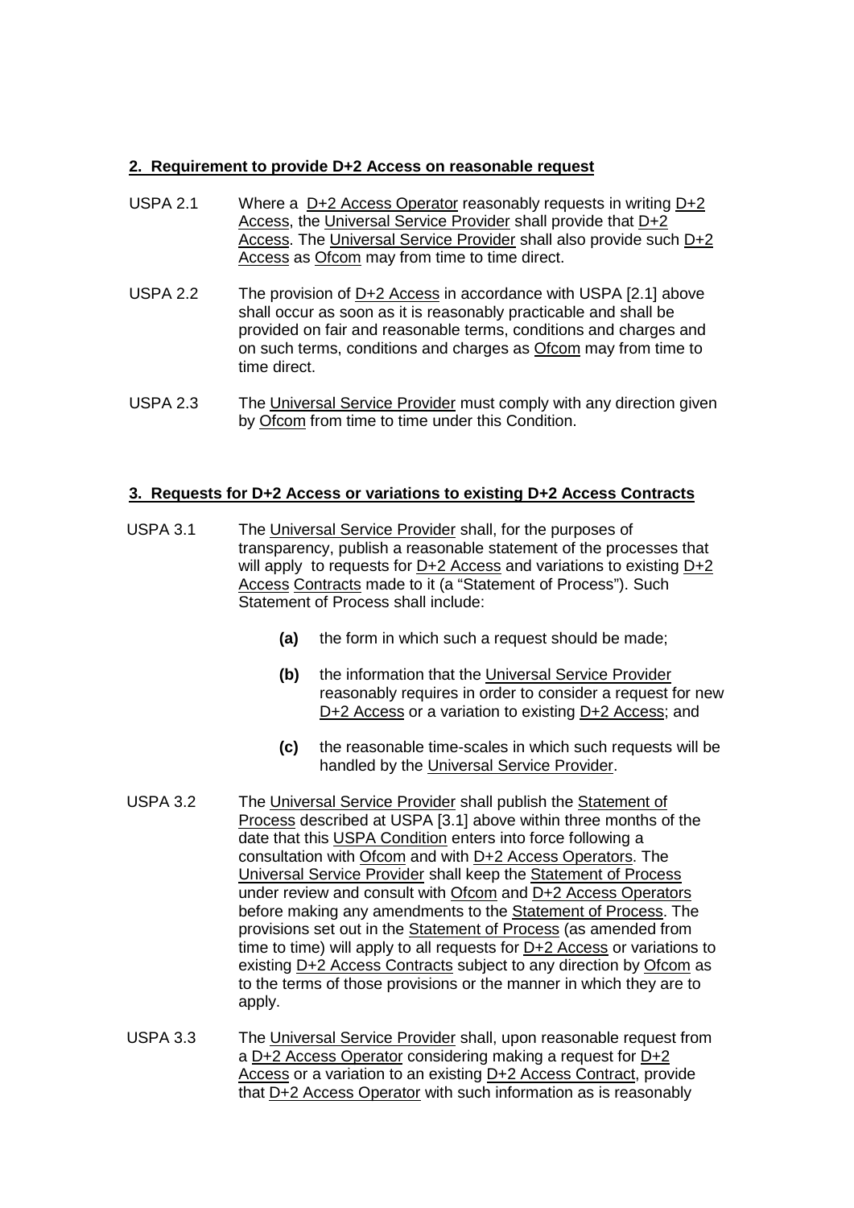## 2. Requirement to provide D+2 Access on reasonable request

USPA 2.1 Where a D+2 Access Operator reasonably requests in writing D+2 Access, the Universal Service Provider shall provide that D+2 Access. The Universal Service Provider shall also provide such D+2 Access as Ofcom may from time to time direct.

USPA 2.2 The provision of D+2 Access in accordance with USPA [2.1] above shall occur as soon as it is reasonably practicable and shall be provided on fair and reasonable terms, conditions and charges and on such terms, conditions and charges as Ofcom may from time to time direct.

USPA 2.3 The Universal Service Provider must comply with any direction given by Ofcom from time to time under this Condition.

## 3. Requests for D+2 Access or variations to existing D+2 Access Contracts

USPA 3.1 The Universal Service Provider shall, for the purposes of transparency, publish a reasonable statement of the processes that will apply to requests for D+2 Access and variations to existing D+2 Access Contracts made to it (a "Statement of Process"). Such Statement of Process shall include:

- **(a)** the form in which such a request should be made;
- **(b)** the information that the Universal Service Provider reasonably requires in order to consider a request for new D+2 Access or a variation to existing D+2 Access; and
- **(c)** the reasonable time-scales in which such requests will be handled by the Universal Service Provider.

USPA 3.2 The Universal Service Provider shall publish the Statement of Process described at USPA [3.1] above within three months of the date that this USPA Condition enters into force following a consultation with Ofcom and with D+2 Access Operators. The Universal Service Provider shall keep the Statement of Process under review and consult with Ofcom and D+2 Access Operators before making any amendments to the Statement of Process. The provisions set out in the Statement of Process (as amended from time to time) will apply to all requests for D+2 Access or variations to existing D+2 Access Contracts subject to any direction by Ofcom as to the terms of those provisions or the manner in which they are to apply.

USPA 3.3 The Universal Service Provider shall, upon reasonable request from a D+2 Access Operator considering making a request for D+2 Access or a variation to an existing D+2 Access Contract, provide that D+2 Access Operator with such information as is reasonably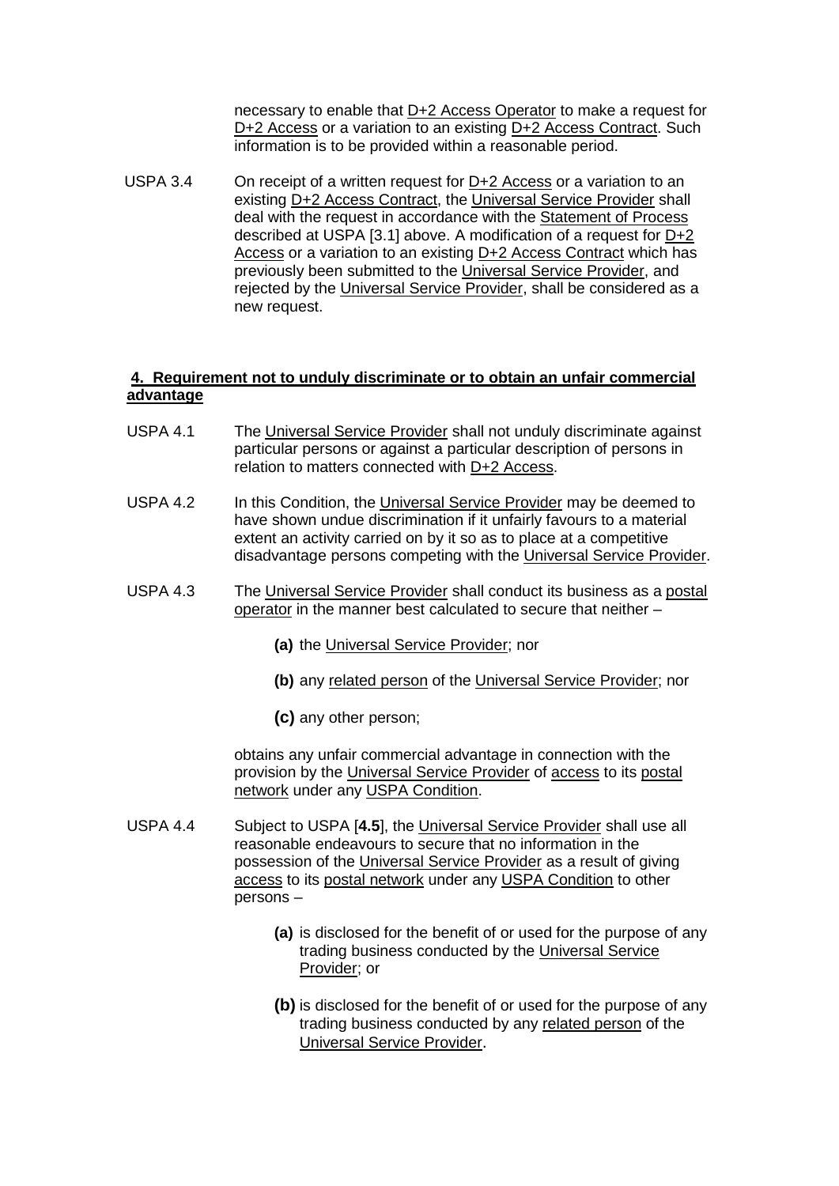necessary to enable that D+2 Access Operator to make a request for D+2 Access or a variation to an existing D+2 Access Contract. Such information is to be provided within a reasonable period.

USPA 3.4 On receipt of a written request for D+2 Access or a variation to an existing D+2 Access Contract, the Universal Service Provider shall deal with the request in accordance with the Statement of Process described at USPA [3.1] above. A modification of a request for D+2 Access or a variation to an existing D+2 Access Contract which has previously been submitted to the Universal Service Provider, and rejected by the Universal Service Provider, shall be considered as a new request.

## 4. Requirement not to unduly discriminate or to obtain an unfair commercial advantage

USPA 4.1 The Universal Service Provider shall not unduly discriminate against particular persons or against a particular description of persons in relation to matters connected with D+2 Access.

USPA 4.2 In this Condition, the Universal Service Provider may be deemed to have shown undue discrimination if it unfairly favours to a material extent an activity carried on by it so as to place at a competitive disadvantage persons competing with the Universal Service Provider.

USPA 4.3 The Universal Service Provider shall conduct its business as a postal operator in the manner best calculated to secure that neither –

- **(a)** the Universal Service Provider; nor
- **(b)** any related person of the Universal Service Provider; nor
- **(c)** any other person;

obtains any unfair commercial advantage in connection with the provision by the Universal Service Provider of access to its postal network under any USPA Condition.

USPA 4.4 Subject to USPA [**4.5**], the Universal Service Provider shall use all reasonable endeavours to secure that no information in the possession of the Universal Service Provider as a result of giving access to its postal network under any USPA Condition to other persons –

- **(a)** is disclosed for the benefit of or used for the purpose of any trading business conducted by the Universal Service Provider; or
- **(b)** is disclosed for the benefit of or used for the purpose of any trading business conducted by any related person of the Universal Service Provider.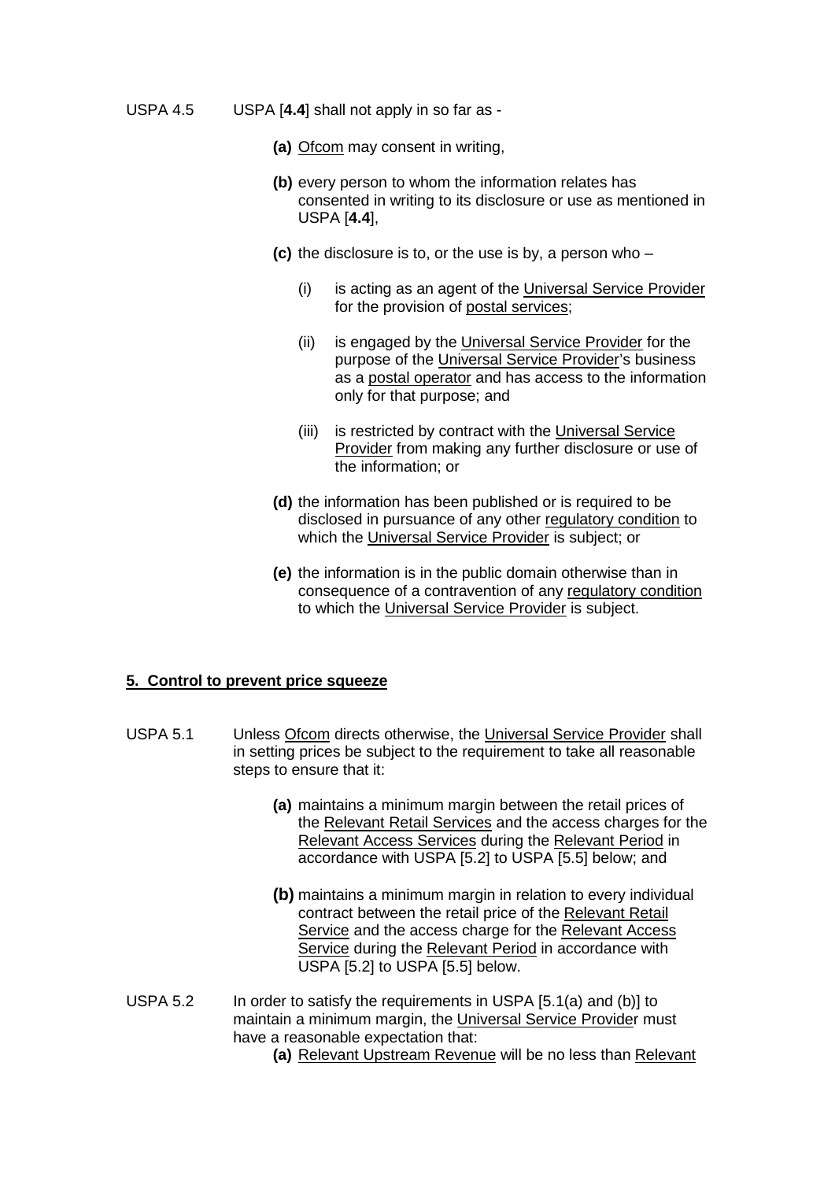USPA 4.5 USPA [**4.4**] shall not apply in so far as -

**(a)** Ofcom may consent in writing,

**(b)** every person to whom the information relates has consented in writing to its disclosure or use as mentioned in USPA [**4.4**],

**(c)** the disclosure is to, or the use is by, a person who –

(i) is acting as an agent of the Universal Service Provider for the provision of postal services;

(ii) is engaged by the Universal Service Provider for the purpose of the Universal Service Provider's business as a postal operator and has access to the information only for that purpose; and

(iii) is restricted by contract with the Universal Service Provider from making any further disclosure or use of the information; or

**(d)** the information has been published or is required to be disclosed in pursuance of any other regulatory condition to which the Universal Service Provider is subject; or

**(e)** the information is in the public domain otherwise than in consequence of a contravention of any regulatory condition to which the Universal Service Provider is subject.

## 5. Control to prevent price squeeze

USPA 5.1 Unless Ofcom directs otherwise, the Universal Service Provider shall in setting prices be subject to the requirement to take all reasonable steps to ensure that it:

**(a)** maintains a minimum margin between the retail prices of the Relevant Retail Services and the access charges for the Relevant Access Services during the Relevant Period in accordance with USPA [5.2] to USPA [5.5] below; and

**(b)** maintains a minimum margin in relation to every individual contract between the retail price of the Relevant Retail Service and the access charge for the Relevant Access Service during the Relevant Period in accordance with USPA [5.2] to USPA [5.5] below.

USPA 5.2 In order to satisfy the requirements in USPA [5.1(a) and (b)] to maintain a minimum margin, the Universal Service Provider must have a reasonable expectation that:

**(a)** Relevant Upstream Revenue will be no less than Relevant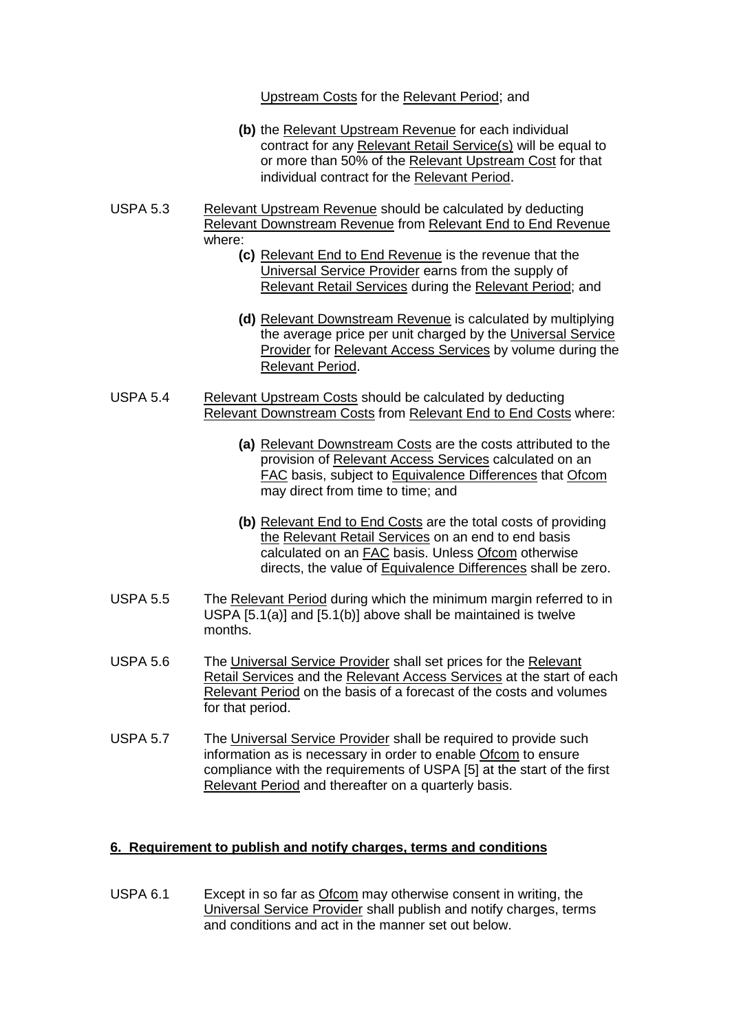Upstream Costs for the Relevant Period; and

**(b)** the Relevant Upstream Revenue for each individual contract for any Relevant Retail Service(s) will be equal to or more than 50% of the Relevant Upstream Cost for that individual contract for the Relevant Period.

USPA 5.3 Relevant Upstream Revenue should be calculated by deducting Relevant Downstream Revenue from Relevant End to End Revenue where:

**(c)** Relevant End to End Revenue is the revenue that the Universal Service Provider earns from the supply of Relevant Retail Services during the Relevant Period; and

**(d)** Relevant Downstream Revenue is calculated by multiplying the average price per unit charged by the Universal Service Provider for Relevant Access Services by volume during the Relevant Period.

USPA 5.4 Relevant Upstream Costs should be calculated by deducting Relevant Downstream Costs from Relevant End to End Costs where:

**(a)** Relevant Downstream Costs are the costs attributed to the provision of Relevant Access Services calculated on an FAC basis, subject to Equivalence Differences that Ofcom may direct from time to time; and

**(b)** Relevant End to End Costs are the total costs of providing the Relevant Retail Services on an end to end basis calculated on an FAC basis. Unless Ofcom otherwise directs, the value of Equivalence Differences shall be zero.

USPA 5.5 The Relevant Period during which the minimum margin referred to in USPA [5.1(a)] and [5.1(b)] above shall be maintained is twelve months.

USPA 5.6 The Universal Service Provider shall set prices for the Relevant Retail Services and the Relevant Access Services at the start of each Relevant Period on the basis of a forecast of the costs and volumes for that period.

USPA 5.7 The Universal Service Provider shall be required to provide such information as is necessary in order to enable Ofcom to ensure compliance with the requirements of USPA [5] at the start of the first Relevant Period and thereafter on a quarterly basis.

## **6. Requirement to publish and notify charges, terms and conditions**

USPA 6.1 Except in so far as Ofcom may otherwise consent in writing, the Universal Service Provider shall publish and notify charges, terms and conditions and act in the manner set out below.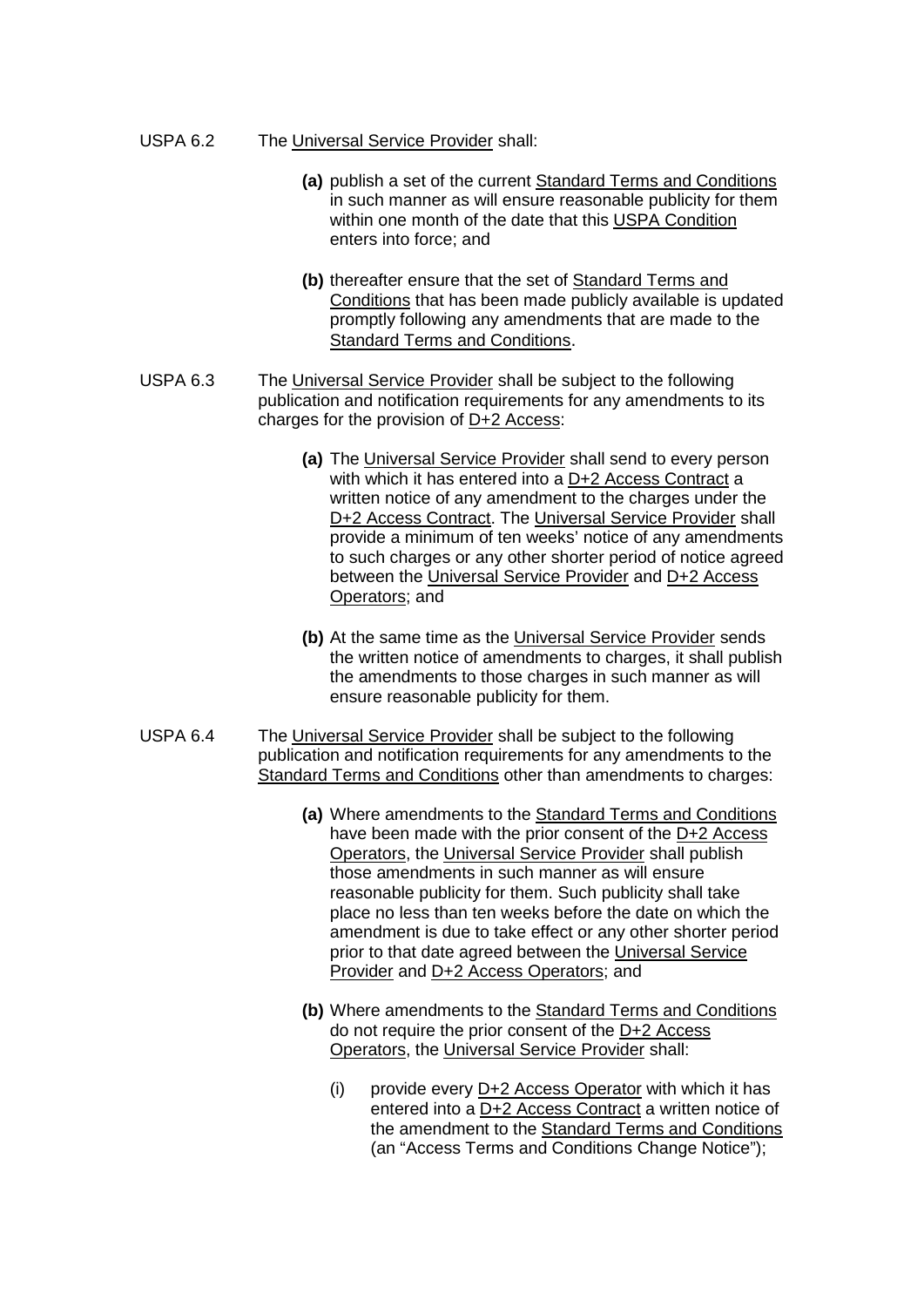USPA 6.2 The Universal Service Provider shall:

**(a)** publish a set of the current Standard Terms and Conditions in such manner as will ensure reasonable publicity for them within one month of the date that this USPA Condition enters into force; and

**(b)** thereafter ensure that the set of Standard Terms and Conditions that has been made publicly available is updated promptly following any amendments that are made to the Standard Terms and Conditions.

USPA 6.3 The Universal Service Provider shall be subject to the following publication and notification requirements for any amendments to its charges for the provision of D+2 Access:

**(a)** The Universal Service Provider shall send to every person with which it has entered into a D+2 Access Contract a written notice of any amendment to the charges under the D+2 Access Contract. The Universal Service Provider shall provide a minimum of ten weeks' notice of any amendments to such charges or any other shorter period of notice agreed between the Universal Service Provider and D+2 Access Operators; and

**(b)** At the same time as the Universal Service Provider sends the written notice of amendments to charges, it shall publish the amendments to those charges in such manner as will ensure reasonable publicity for them.

USPA 6.4 The Universal Service Provider shall be subject to the following publication and notification requirements for any amendments to the Standard Terms and Conditions other than amendments to charges:

**(a)** Where amendments to the Standard Terms and Conditions have been made with the prior consent of the D+2 Access Operators, the Universal Service Provider shall publish those amendments in such manner as will ensure reasonable publicity for them. Such publicity shall take place no less than ten weeks before the date on which the amendment is due to take effect or any other shorter period prior to that date agreed between the Universal Service Provider and D+2 Access Operators; and

**(b)** Where amendments to the Standard Terms and Conditions do not require the prior consent of the D+2 Access Operators, the Universal Service Provider shall:

(i) provide every D+2 Access Operator with which it has entered into a D+2 Access Contract a written notice of the amendment to the Standard Terms and Conditions (an "Access Terms and Conditions Change Notice");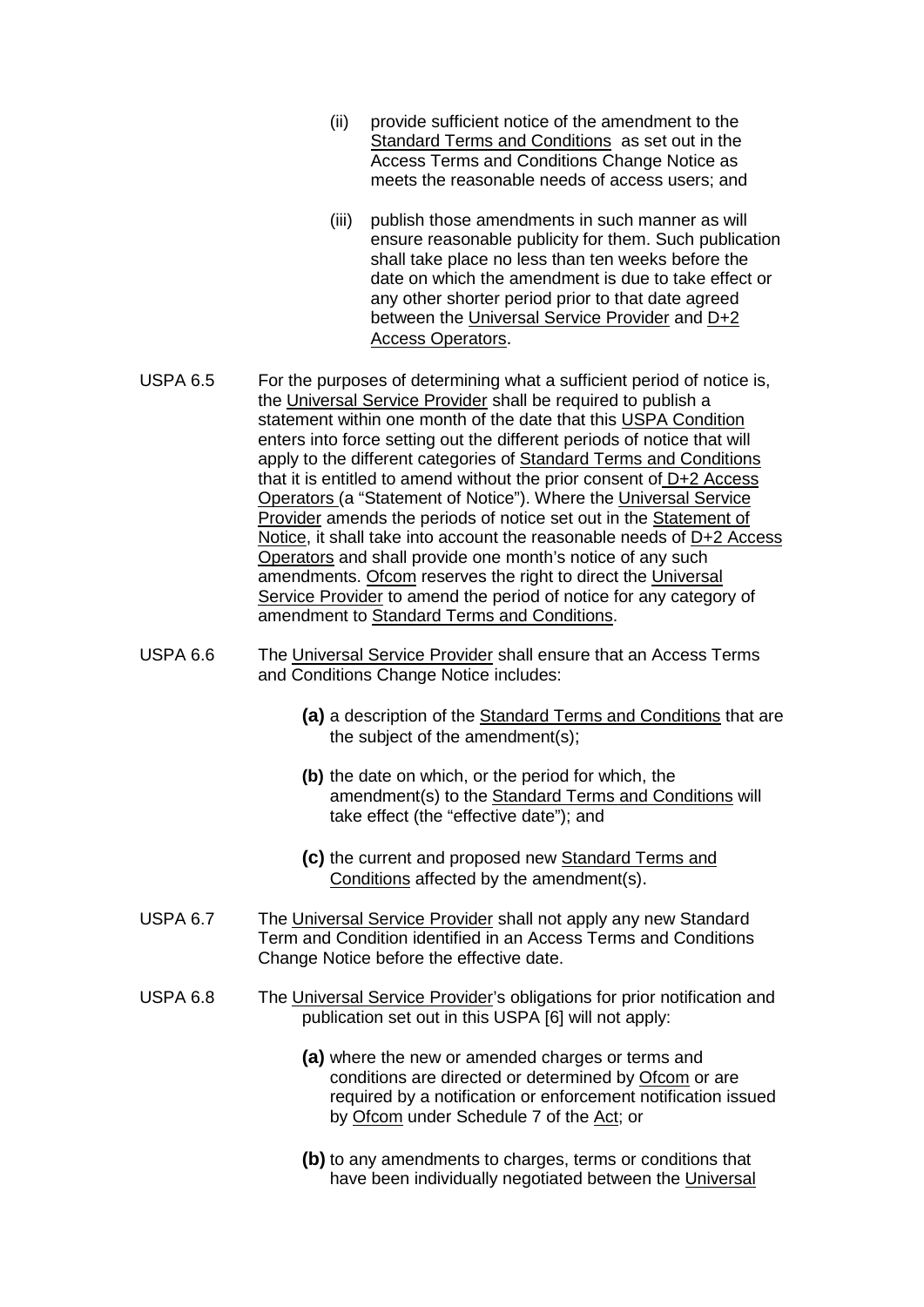(ii) provide sufficient notice of the amendment to the Standard Terms and Conditions as set out in the Access Terms and Conditions Change Notice as meets the reasonable needs of access users; and

(iii) publish those amendments in such manner as will ensure reasonable publicity for them. Such publication shall take place no less than ten weeks before the date on which the amendment is due to take effect or any other shorter period prior to that date agreed between the Universal Service Provider and D+2 Access Operators.

USPA 6.5 For the purposes of determining what a sufficient period of notice is, the Universal Service Provider shall be required to publish a statement within one month of the date that this USPA Condition enters into force setting out the different periods of notice that will apply to the different categories of Standard Terms and Conditions that it is entitled to amend without the prior consent of D+2 Access Operators (a "Statement of Notice"). Where the Universal Service Provider amends the periods of notice set out in the Statement of Notice, it shall take into account the reasonable needs of D+2 Access Operators and shall provide one month's notice of any such amendments. Ofcom reserves the right to direct the Universal Service Provider to amend the period of notice for any category of amendment to Standard Terms and Conditions.

USPA 6.6 The Universal Service Provider shall ensure that an Access Terms and Conditions Change Notice includes:

**(a)** a description of the Standard Terms and Conditions that are the subject of the amendment(s);

**(b)** the date on which, or the period for which, the amendment(s) to the Standard Terms and Conditions will take effect (the "effective date"); and

**(c)** the current and proposed new Standard Terms and Conditions affected by the amendment(s).

USPA 6.7 The Universal Service Provider shall not apply any new Standard Term and Condition identified in an Access Terms and Conditions Change Notice before the effective date.

USPA 6.8 The Universal Service Provider's obligations for prior notification and publication set out in this USPA [6] will not apply:

**(a)** where the new or amended charges or terms and conditions are directed or determined by Ofcom or are required by a notification or enforcement notification issued by Ofcom under Schedule 7 of the Act; or

**(b)** to any amendments to charges, terms or conditions that have been individually negotiated between the Universal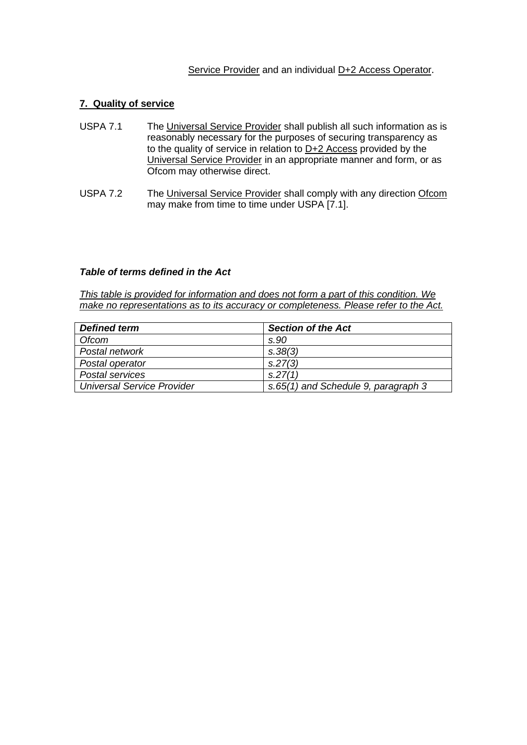Service Provider and an individual D+2 Access Operator.

## 7. Quality of service

USPA 7.1 The Universal Service Provider shall publish all such information as is reasonably necessary for the purposes of securing transparency as to the quality of service in relation to D+2 Access provided by the Universal Service Provider in an appropriate manner and form, or as Ofcom may otherwise direct.

USPA 7.2 The Universal Service Provider shall comply with any direction Ofcom may make from time to time under USPA [7.1].

***Table of terms defined in the Act***

*This table is provided for information and does not form a part of this condition. We make no representations as to its accuracy or completeness. Please refer to the Act.*

| ***Defined term*** | ***Section of the Act*** |
|---|---|
| *Ofcom* | *s.90* |
| *Postal network* | *s.38(3)* |
| *Postal operator* | *s.27(3)* |
| *Postal services* | *s.27(1)* |
| *Universal Service Provider* | *s.65(1) and Schedule 9, paragraph 3* |